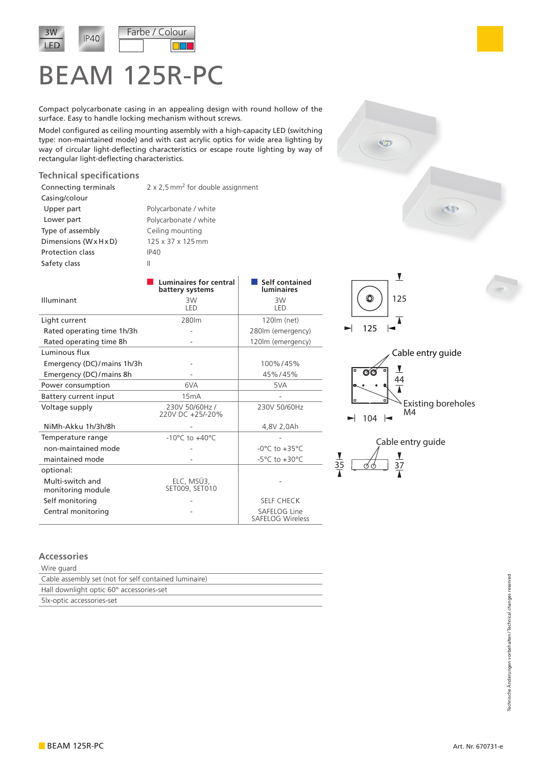3W LED | IP40 | Farbe / Colour

# BEAM 125R-PC

Compact polycarbonate casing in an appealing design with round hollow of the surface. Easy to handle locking mechanism without screws.

Model configured as ceiling mounting assembly with a high-capacity LED (switching type: non-maintained mode) and with cast acrylic optics for wide area lighting by way of circular light-deflecting characteristics or escape route lighting by way of rectangular light-deflecting characteristics.

## Technical specifications

| | |
|---|---|
| Connecting terminals | 2 x 2,5 mm² for double assignment |
| Casing/colour | |
| Upper part | Polycarbonate / white |
| Lower part | Polycarbonate / white |
| Type of assembly | Ceiling mounting |
| Dimensions (W x H x D) | 125 x 37 x 125 mm |
| Protection class | IP40 |
| Safety class | II |

| | Luminaires for central battery systems | Self contained luminaires |
|---|---|---|
| Illuminant | 3W LED | 3W LED |
| Light current | 280lm | 120lm (net) |
| Rated operating time 1h/3h | - | 280lm (emergency) |
| Rated operating time 8h | - | 120lm (emergency) |
| Luminous flux | | |
| Emergency (DC)/mains 1h/3h | - | 100% / 45% |
| Emergency (DC)/mains 8h | - | 45% / 45% |
| Power consumption | 6VA | 5VA |
| Battery current input | 15mA | - |
| Voltage supply | 230V 50/60Hz / 220V DC +25/-20% | 230V 50/60Hz |
| NiMh-Akku 1h/3h/8h | - | 4,8V 2,0Ah |
| Temperature range | -10°C to +40°C | - |
| non-maintained mode | - | -0°C to +35°C |
| maintained mode | - | -5°C to +30°C |
| optional: | | |
| Multi-switch and monitoring module | ELC, MSÜ3, SET009, SET010 | - |
| Self monitoring | - | SELF CHECK |
| Central monitoring | - | SAFELOG Line SAFELOG Wireless |

125
125
Cable entry guide
44
Existing boreholes M4
104
Cable entry guide
35
37

## Accessories

| |
|---|
| Wire guard |
| Cable assembly set (not for self contained luminaire) |
| Hall downlight optic 60° accessories-set |
| 5lx-optic accessories-set |

Technische Änderungen vorbehalten / Technical changes reserved

BEAM 125R-PC

Art. Nr. 670731-e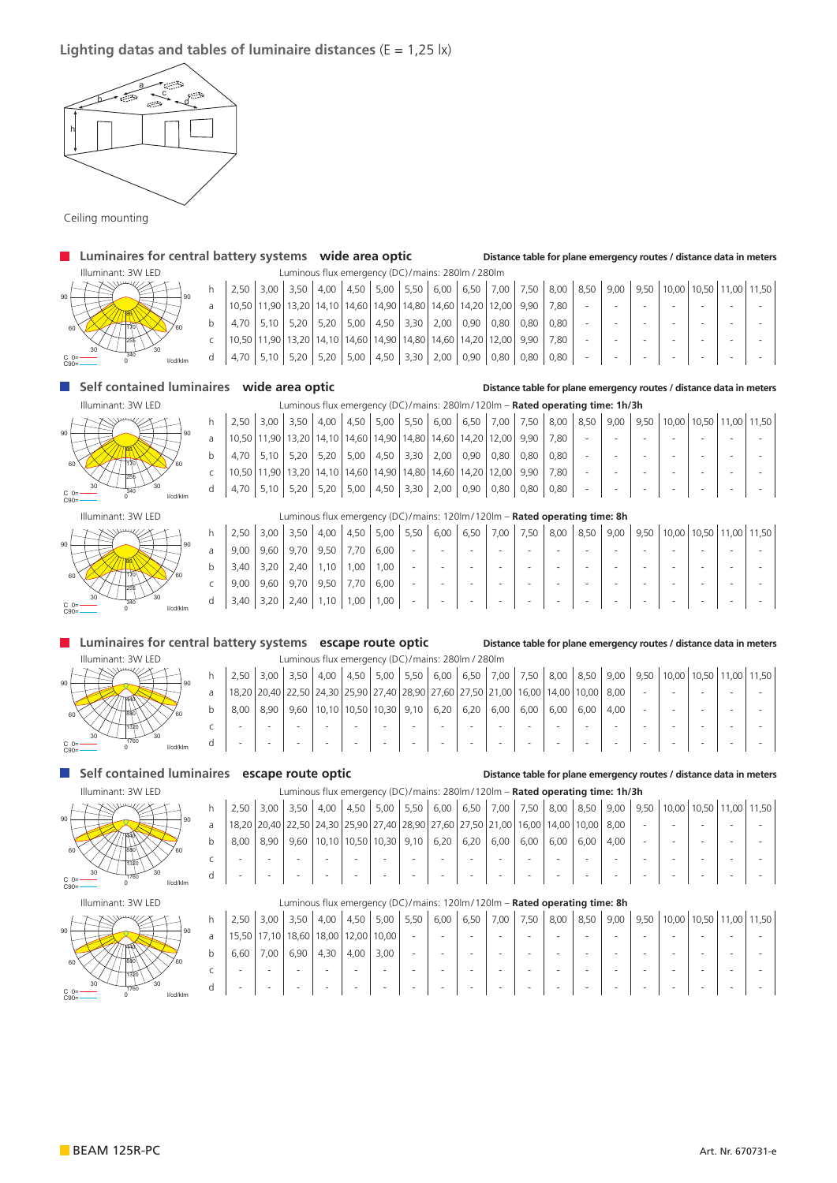## Lighting datas and tables of luminaire distances (E = 1,25 lx)

a
b
c
d
h

Ceiling mounting

### Luminaires for central battery systems **wide area optic**

**Distance table for plane emergency routes / distance data in meters**

Illuminant: 3W LED

Luminous flux emergency (DC)/mains: 280lm / 280lm

| h | 2,50 | 3,00 | 3,50 | 4,00 | 4,50 | 5,00 | 5,50 | 6,00 | 6,50 | 7,00 | 7,50 | 8,00 | 8,50 | 9,00 | 9,50 | 10,00 | 10,50 | 11,00 | 11,50 |
|---|---|---|---|---|---|---|---|---|---|---|---|---|---|---|---|---|---|---|---|
| a | 10,50 | 11,90 | 13,20 | 14,10 | 14,60 | 14,90 | 14,80 | 14,60 | 14,20 | 12,00 | 9,90 | 7,80 | - | - | - | - | - | - | - |
| b | 4,70 | 5,10 | 5,20 | 5,20 | 5,00 | 4,50 | 3,30 | 2,00 | 0,90 | 0,80 | 0,80 | 0,80 | - | - | - | - | - | - | - |
| c | 10,50 | 11,90 | 13,20 | 14,10 | 14,60 | 14,90 | 14,80 | 14,60 | 14,20 | 12,00 | 9,90 | 7,80 | - | - | - | - | - | - | - |
| d | 4,70 | 5,10 | 5,20 | 5,20 | 5,00 | 4,50 | 3,30 | 2,00 | 0,90 | 0,80 | 0,80 | 0,80 | - | - | - | - | - | - | - |

### Self contained luminaires **wide area optic**

**Distance table for plane emergency routes / distance data in meters**

Illuminant: 3W LED

Luminous flux emergency (DC)/mains: 280lm / 120lm – **Rated operating time: 1h/3h**

| h | 2,50 | 3,00 | 3,50 | 4,00 | 4,50 | 5,00 | 5,50 | 6,00 | 6,50 | 7,00 | 7,50 | 8,00 | 8,50 | 9,00 | 9,50 | 10,00 | 10,50 | 11,00 | 11,50 |
|---|---|---|---|---|---|---|---|---|---|---|---|---|---|---|---|---|---|---|---|
| a | 10,50 | 11,90 | 13,20 | 14,10 | 14,60 | 14,90 | 14,80 | 14,60 | 14,20 | 12,00 | 9,90 | 7,80 | - | - | - | - | - | - | - |
| b | 4,70 | 5,10 | 5,20 | 5,20 | 5,00 | 4,50 | 3,30 | 2,00 | 0,90 | 0,80 | 0,80 | 0,80 | - | - | - | - | - | - | - |
| c | 10,50 | 11,90 | 13,20 | 14,10 | 14,60 | 14,90 | 14,80 | 14,60 | 14,20 | 12,00 | 9,90 | 7,80 | - | - | - | - | - | - | - |
| d | 4,70 | 5,10 | 5,20 | 5,20 | 5,00 | 4,50 | 3,30 | 2,00 | 0,90 | 0,80 | 0,80 | 0,80 | - | - | - | - | - | - | - |

Illuminant: 3W LED

Luminous flux emergency (DC)/mains: 120lm / 120lm – **Rated operating time: 8h**

| h | 2,50 | 3,00 | 3,50 | 4,00 | 4,50 | 5,00 | 5,50 | 6,00 | 6,50 | 7,00 | 7,50 | 8,00 | 8,50 | 9,00 | 9,50 | 10,00 | 10,50 | 11,00 | 11,50 |
|---|---|---|---|---|---|---|---|---|---|---|---|---|---|---|---|---|---|---|---|
| a | 9,00 | 9,60 | 9,70 | 9,50 | 7,70 | 6,00 | - | - | - | - | - | - | - | - | - | - | - | - | - |
| b | 3,40 | 3,20 | 2,40 | 1,10 | 1,00 | 1,00 | - | - | - | - | - | - | - | - | - | - | - | - | - |
| c | 9,00 | 9,60 | 9,70 | 9,50 | 7,70 | 6,00 | - | - | - | - | - | - | - | - | - | - | - | - | - |
| d | 3,40 | 3,20 | 2,40 | 1,10 | 1,00 | 1,00 | - | - | - | - | - | - | - | - | - | - | - | - | - |

### Luminaires for central battery systems **escape route optic**

**Distance table for plane emergency routes / distance data in meters**

Illuminant: 3W LED

Luminous flux emergency (DC)/mains: 280lm / 280lm

| h | 2,50 | 3,00 | 3,50 | 4,00 | 4,50 | 5,00 | 5,50 | 6,00 | 6,50 | 7,00 | 7,50 | 8,00 | 8,50 | 9,00 | 9,50 | 10,00 | 10,50 | 11,00 | 11,50 |
|---|---|---|---|---|---|---|---|---|---|---|---|---|---|---|---|---|---|---|---|
| a | 18,20 | 20,40 | 22,50 | 24,30 | 25,90 | 27,40 | 28,90 | 27,60 | 27,50 | 21,00 | 16,00 | 14,00 | 10,00 | 8,00 | - | - | - | - | - |
| b | 8,00 | 8,90 | 9,60 | 10,10 | 10,50 | 10,30 | 9,10 | 6,20 | 6,20 | 6,00 | 6,00 | 6,00 | 6,00 | 4,00 | - | - | - | - | - |
| c | - | - | - | - | - | - | - | - | - | - | - | - | - | - | - | - | - | - | - |
| d | - | - | - | - | - | - | - | - | - | - | - | - | - | - | - | - | - | - | - |

### Self contained luminaires **escape route optic**

**Distance table for plane emergency routes / distance data in meters**

Illuminant: 3W LED

Luminous flux emergency (DC)/mains: 280lm / 120lm – **Rated operating time: 1h/3h**

| h | 2,50 | 3,00 | 3,50 | 4,00 | 4,50 | 5,00 | 5,50 | 6,00 | 6,50 | 7,00 | 7,50 | 8,00 | 8,50 | 9,00 | 9,50 | 10,00 | 10,50 | 11,00 | 11,50 |
|---|---|---|---|---|---|---|---|---|---|---|---|---|---|---|---|---|---|---|---|
| a | 18,20 | 20,40 | 22,50 | 24,30 | 25,90 | 27,40 | 28,90 | 27,60 | 27,50 | 21,00 | 16,00 | 14,00 | 10,00 | 8,00 | - | - | - | - | - |
| b | 8,00 | 8,90 | 9,60 | 10,10 | 10,50 | 10,30 | 9,10 | 6,20 | 6,20 | 6,00 | 6,00 | 6,00 | 6,00 | 4,00 | - | - | - | - | - |
| c | - | - | - | - | - | - | - | - | - | - | - | - | - | - | - | - | - | - | - |
| d | - | - | - | - | - | - | - | - | - | - | - | - | - | - | - | - | - | - | - |

Illuminant: 3W LED

Luminous flux emergency (DC)/mains: 120lm / 120lm – **Rated operating time: 8h**

| h | 2,50 | 3,00 | 3,50 | 4,00 | 4,50 | 5,00 | 5,50 | 6,00 | 6,50 | 7,00 | 7,50 | 8,00 | 8,50 | 9,00 | 9,50 | 10,00 | 10,50 | 11,00 | 11,50 |
|---|---|---|---|---|---|---|---|---|---|---|---|---|---|---|---|---|---|---|---|
| a | 15,50 | 17,10 | 18,60 | 18,00 | 12,00 | 10,00 | - | - | - | - | - | - | - | - | - | - | - | - | - |
| b | 6,60 | 7,00 | 6,90 | 4,30 | 4,00 | 3,00 | - | - | - | - | - | - | - | - | - | - | - | - | - |
| c | - | - | - | - | - | - | - | - | - | - | - | - | - | - | - | - | - | - | - |
| d | - | - | - | - | - | - | - | - | - | - | - | - | - | - | - | - | - | - | - |

BEAM 125R-PC

Art. Nr. 670731-e